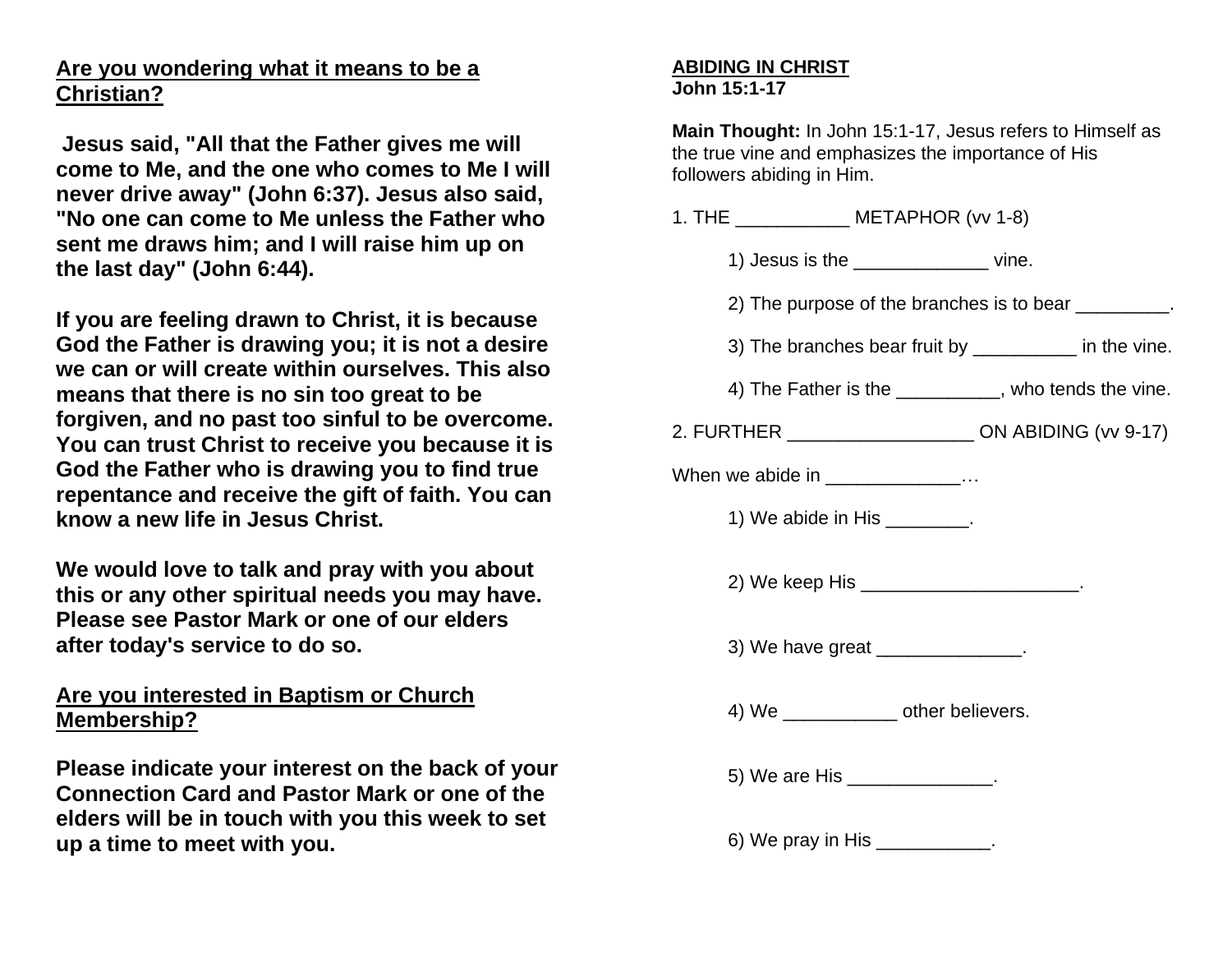## Are you wondering what it means to be a Christian?

**Jesus said, "All that the Father gives me will come to Me, and the one who comes to Me I will never drive away" (John 6:37). Jesus also said, "No one can come to Me unless the Father who sent me draws him; and I will raise him up on the last day" (John 6:44).**

**If you are feeling drawn to Christ, it is because God the Father is drawing you; it is not a desire we can or will create within ourselves. This also means that there is no sin too great to be forgiven, and no past too sinful to be overcome. You can trust Christ to receive you because it is God the Father who is drawing you to find true repentance and receive the gift of faith. You can know a new life in Jesus Christ.**

**We would love to talk and pray with you about this or any other spiritual needs you may have. Please see Pastor Mark or one of our elders after today's service to do so.**

## Are you interested in Baptism or Church Membership?

**Please indicate your interest on the back of your Connection Card and Pastor Mark or one of the elders will be in touch with you this week to set up a time to meet with you.**

## ABIDING IN CHRIST
**John 15:1-17**

**Main Thought:** In John 15:1-17, Jesus refers to Himself as the true vine and emphasizes the importance of His followers abiding in Him.

1. THE ___________ METAPHOR (vv 1-8)

    1) Jesus is the _____________ vine.

    2) The purpose of the branches is to bear _________.

    3) The branches bear fruit by __________ in the vine.

    4) The Father is the __________, who tends the vine.

2. FURTHER __________________ ON ABIDING (vv 9-17)

When we abide in _____________…

    1) We abide in His ________.

    2) We keep His _____________________.

    3) We have great ______________.

    4) We ___________ other believers.

    5) We are His ______________.

    6) We pray in His ___________.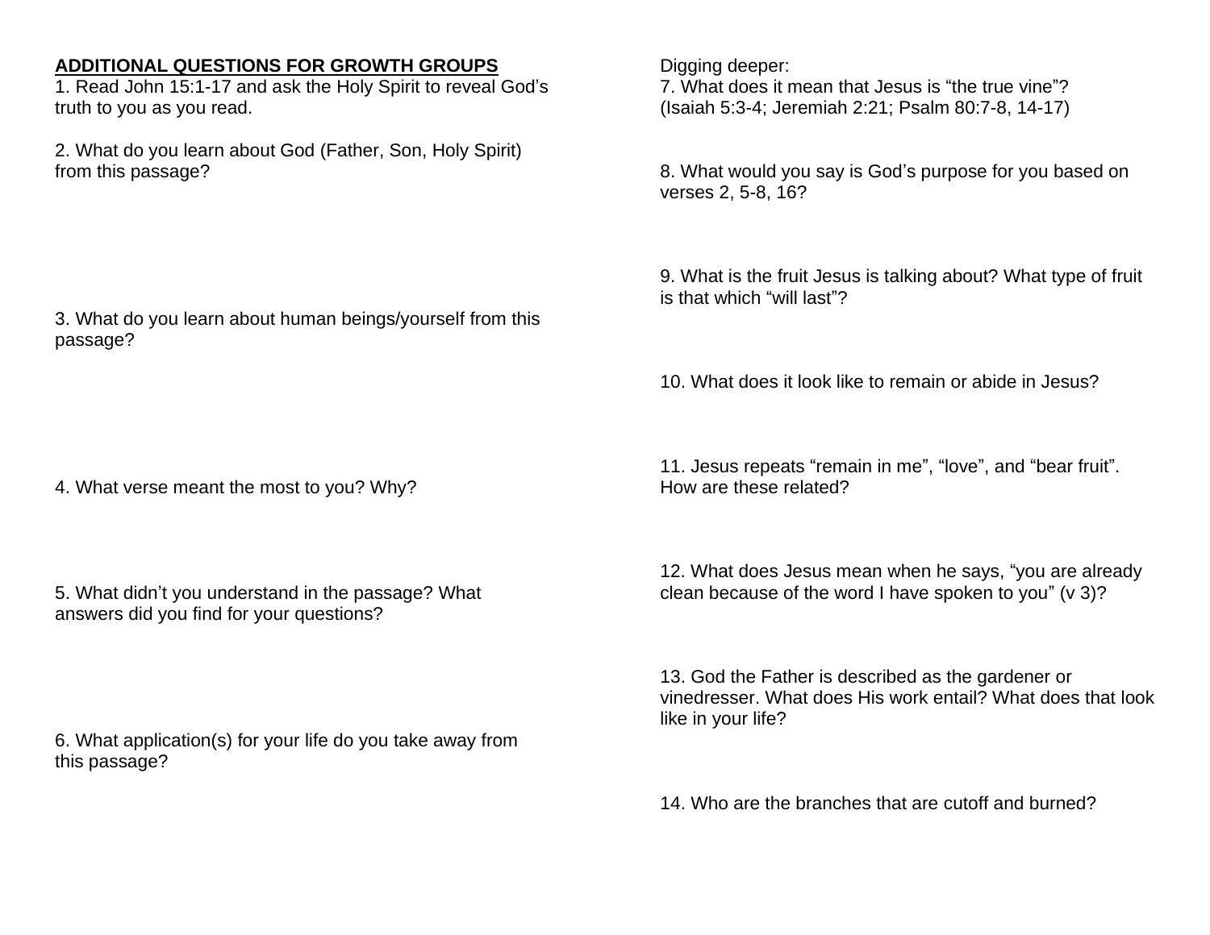**<u>ADDITIONAL QUESTIONS FOR GROWTH GROUPS</u>**

1. Read John 15:1-17 and ask the Holy Spirit to reveal God's truth to you as you read.

2. What do you learn about God (Father, Son, Holy Spirit) from this passage?

3. What do you learn about human beings/yourself from this passage?

4. What verse meant the most to you? Why?

5. What didn't you understand in the passage? What answers did you find for your questions?

6. What application(s) for your life do you take away from this passage?

Digging deeper:

7. What does it mean that Jesus is "the true vine"? (Isaiah 5:3-4; Jeremiah 2:21; Psalm 80:7-8, 14-17)

8. What would you say is God's purpose for you based on verses 2, 5-8, 16?

9. What is the fruit Jesus is talking about? What type of fruit is that which "will last"?

10. What does it look like to remain or abide in Jesus?

11. Jesus repeats "remain in me", "love", and "bear fruit". How are these related?

12. What does Jesus mean when he says, "you are already clean because of the word I have spoken to you" (v 3)?

13. God the Father is described as the gardener or vinedresser. What does His work entail? What does that look like in your life?

14. Who are the branches that are cutoff and burned?